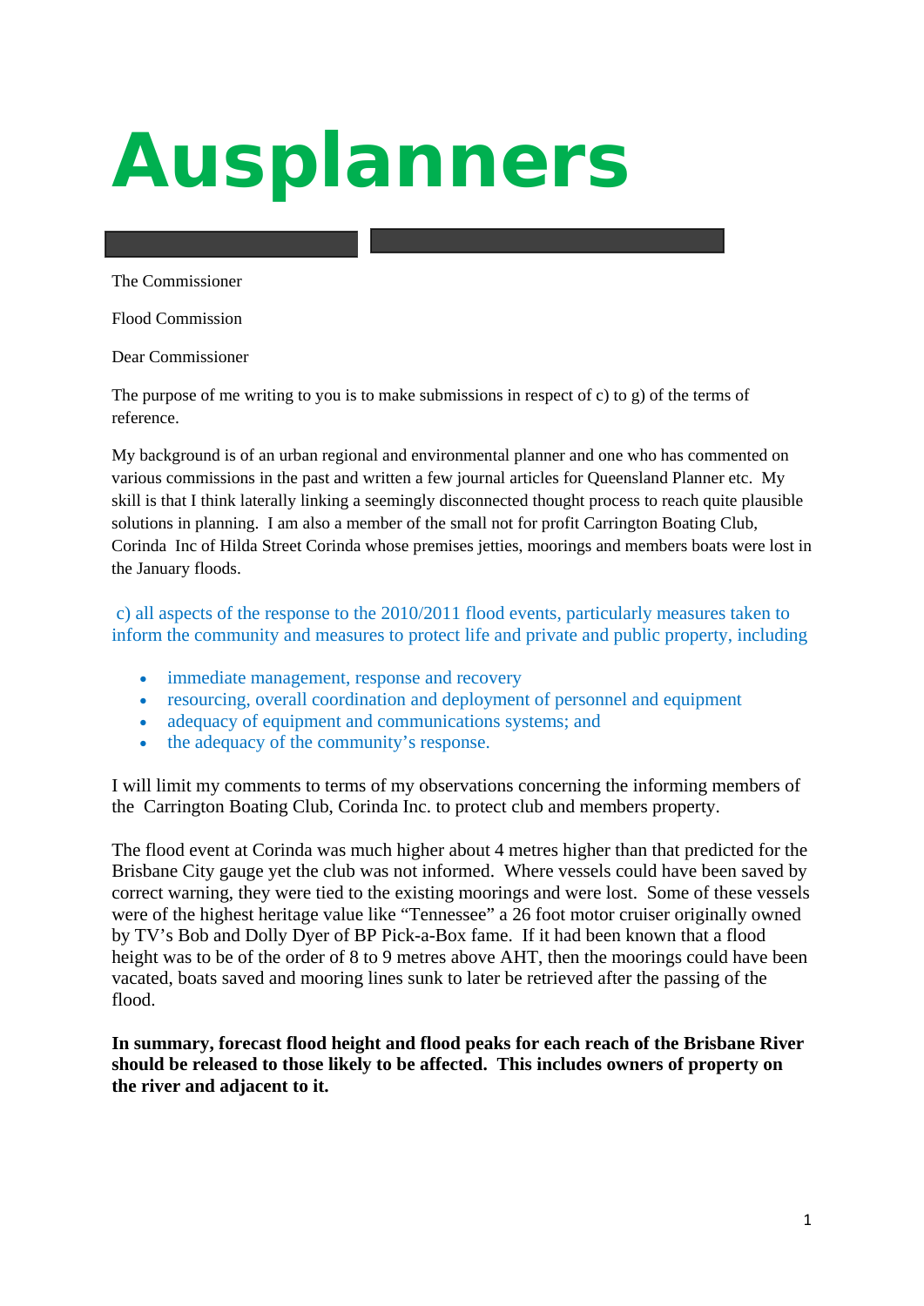# Ausplanners

The Commissioner

Flood Commission

Dear Commissioner

The purpose of me writing to you is to make submissions in respect of c) to g) of the terms of reference.

My background is of an urban regional and environmental planner and one who has commented on various commissions in the past and written a few journal articles for Queensland Planner etc. My skill is that I think laterally linking a seemingly disconnected thought process to reach quite plausible solutions in planning. I am also a member of the small not for profit Carrington Boating Club, Corinda Inc of Hilda Street Corinda whose premises jetties, moorings and members boats were lost in the January floods.

c) all aspects of the response to the 2010/2011 flood events, particularly measures taken to inform the community and measures to protect life and private and public property, including

- immediate management, response and recovery
- resourcing, overall coordination and deployment of personnel and equipment
- adequacy of equipment and communications systems; and
- the adequacy of the community's response.

I will limit my comments to terms of my observations concerning the informing members of the Carrington Boating Club, Corinda Inc. to protect club and members property.

The flood event at Corinda was much higher about 4 metres higher than that predicted for the Brisbane City gauge yet the club was not informed. Where vessels could have been saved by correct warning, they were tied to the existing moorings and were lost. Some of these vessels were of the highest heritage value like "Tennessee" a 26 foot motor cruiser originally owned by TV's Bob and Dolly Dyer of BP Pick-a-Box fame. If it had been known that a flood height was to be of the order of 8 to 9 metres above AHT, then the moorings could have been vacated, boats saved and mooring lines sunk to later be retrieved after the passing of the flood.

**In summary, forecast flood height and flood peaks for each reach of the Brisbane River should be released to those likely to be affected. This includes owners of property on the river and adjacent to it.**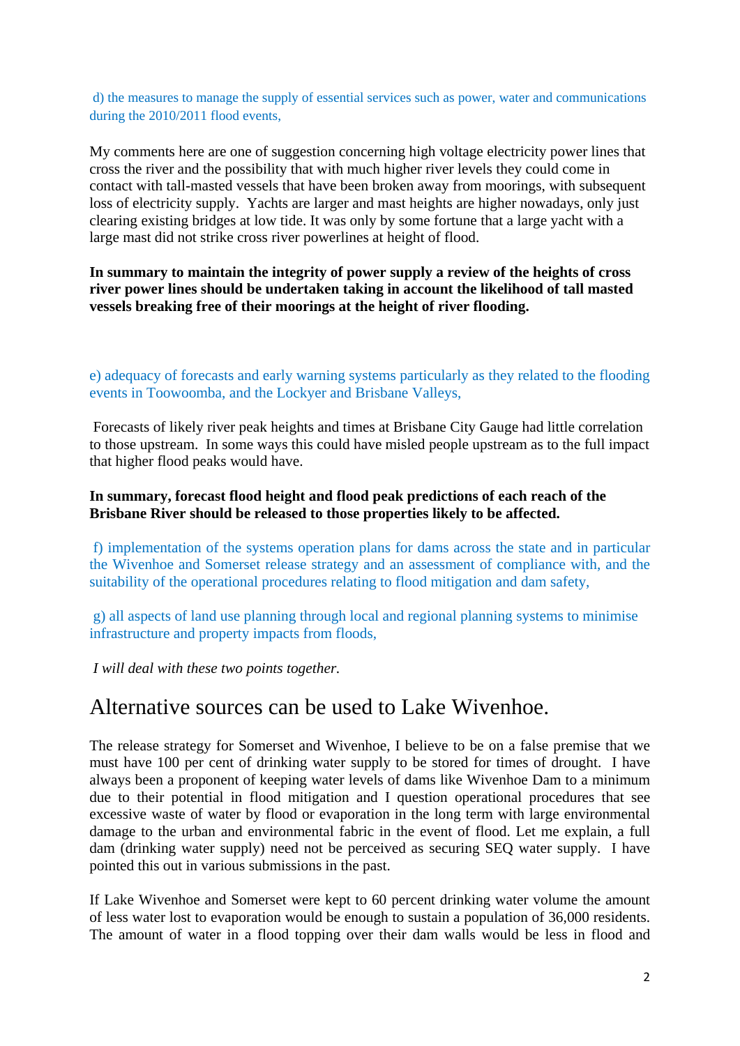d) the measures to manage the supply of essential services such as power, water and communications during the 2010/2011 flood events,

My comments here are one of suggestion concerning high voltage electricity power lines that cross the river and the possibility that with much higher river levels they could come in contact with tall-masted vessels that have been broken away from moorings, with subsequent loss of electricity supply. Yachts are larger and mast heights are higher nowadays, only just clearing existing bridges at low tide. It was only by some fortune that a large yacht with a large mast did not strike cross river powerlines at height of flood.

**In summary to maintain the integrity of power supply a review of the heights of cross river power lines should be undertaken taking in account the likelihood of tall masted vessels breaking free of their moorings at the height of river flooding.**

e) adequacy of forecasts and early warning systems particularly as they related to the flooding events in Toowoomba, and the Lockyer and Brisbane Valleys,

Forecasts of likely river peak heights and times at Brisbane City Gauge had little correlation to those upstream. In some ways this could have misled people upstream as to the full impact that higher flood peaks would have.

**In summary, forecast flood height and flood peak predictions of each reach of the Brisbane River should be released to those properties likely to be affected.**

f) implementation of the systems operation plans for dams across the state and in particular the Wivenhoe and Somerset release strategy and an assessment of compliance with, and the suitability of the operational procedures relating to flood mitigation and dam safety,

g) all aspects of land use planning through local and regional planning systems to minimise infrastructure and property impacts from floods,

*I will deal with these two points together.*

# Alternative sources can be used to Lake Wivenhoe.

The release strategy for Somerset and Wivenhoe, I believe to be on a false premise that we must have 100 per cent of drinking water supply to be stored for times of drought. I have always been a proponent of keeping water levels of dams like Wivenhoe Dam to a minimum due to their potential in flood mitigation and I question operational procedures that see excessive waste of water by flood or evaporation in the long term with large environmental damage to the urban and environmental fabric in the event of flood. Let me explain, a full dam (drinking water supply) need not be perceived as securing SEQ water supply. I have pointed this out in various submissions in the past.

If Lake Wivenhoe and Somerset were kept to 60 percent drinking water volume the amount of less water lost to evaporation would be enough to sustain a population of 36,000 residents. The amount of water in a flood topping over their dam walls would be less in flood and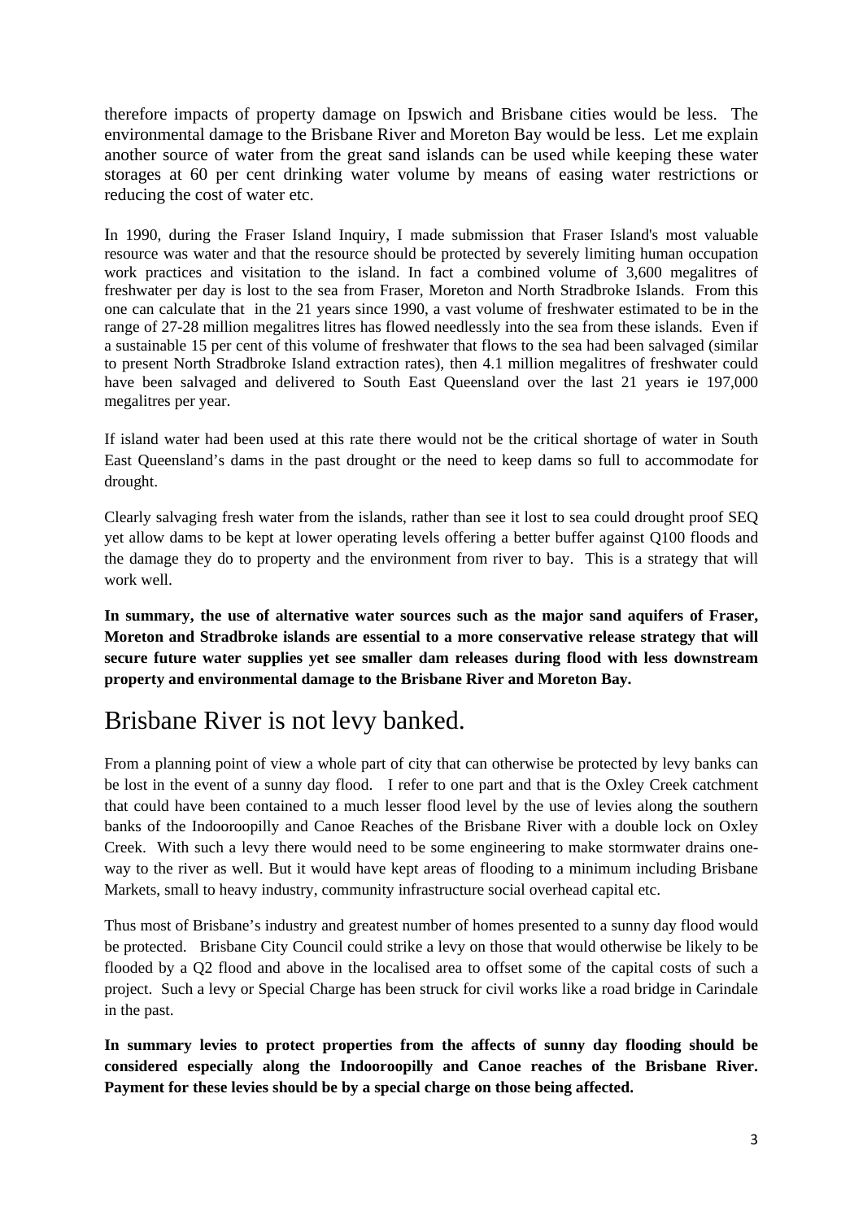therefore impacts of property damage on Ipswich and Brisbane cities would be less. The environmental damage to the Brisbane River and Moreton Bay would be less. Let me explain another source of water from the great sand islands can be used while keeping these water storages at 60 per cent drinking water volume by means of easing water restrictions or reducing the cost of water etc.

In 1990, during the Fraser Island Inquiry, I made submission that Fraser Island's most valuable resource was water and that the resource should be protected by severely limiting human occupation work practices and visitation to the island. In fact a combined volume of 3,600 megalitres of freshwater per day is lost to the sea from Fraser, Moreton and North Stradbroke Islands. From this one can calculate that in the 21 years since 1990, a vast volume of freshwater estimated to be in the range of 27-28 million megalitres litres has flowed needlessly into the sea from these islands. Even if a sustainable 15 per cent of this volume of freshwater that flows to the sea had been salvaged (similar to present North Stradbroke Island extraction rates), then 4.1 million megalitres of freshwater could have been salvaged and delivered to South East Queensland over the last 21 years ie 197,000 megalitres per year.

If island water had been used at this rate there would not be the critical shortage of water in South East Queensland's dams in the past drought or the need to keep dams so full to accommodate for drought.

Clearly salvaging fresh water from the islands, rather than see it lost to sea could drought proof SEQ yet allow dams to be kept at lower operating levels offering a better buffer against Q100 floods and the damage they do to property and the environment from river to bay. This is a strategy that will work well.

**In summary, the use of alternative water sources such as the major sand aquifers of Fraser, Moreton and Stradbroke islands are essential to a more conservative release strategy that will secure future water supplies yet see smaller dam releases during flood with less downstream property and environmental damage to the Brisbane River and Moreton Bay.**

# Brisbane River is not levy banked.

From a planning point of view a whole part of city that can otherwise be protected by levy banks can be lost in the event of a sunny day flood. I refer to one part and that is the Oxley Creek catchment that could have been contained to a much lesser flood level by the use of levies along the southern banks of the Indooroopilly and Canoe Reaches of the Brisbane River with a double lock on Oxley Creek. With such a levy there would need to be some engineering to make stormwater drains one-way to the river as well. But it would have kept areas of flooding to a minimum including Brisbane Markets, small to heavy industry, community infrastructure social overhead capital etc.

Thus most of Brisbane's industry and greatest number of homes presented to a sunny day flood would be protected. Brisbane City Council could strike a levy on those that would otherwise be likely to be flooded by a Q2 flood and above in the localised area to offset some of the capital costs of such a project. Such a levy or Special Charge has been struck for civil works like a road bridge in Carindale in the past.

**In summary levies to protect properties from the affects of sunny day flooding should be considered especially along the Indooroopilly and Canoe reaches of the Brisbane River. Payment for these levies should be by a special charge on those being affected.**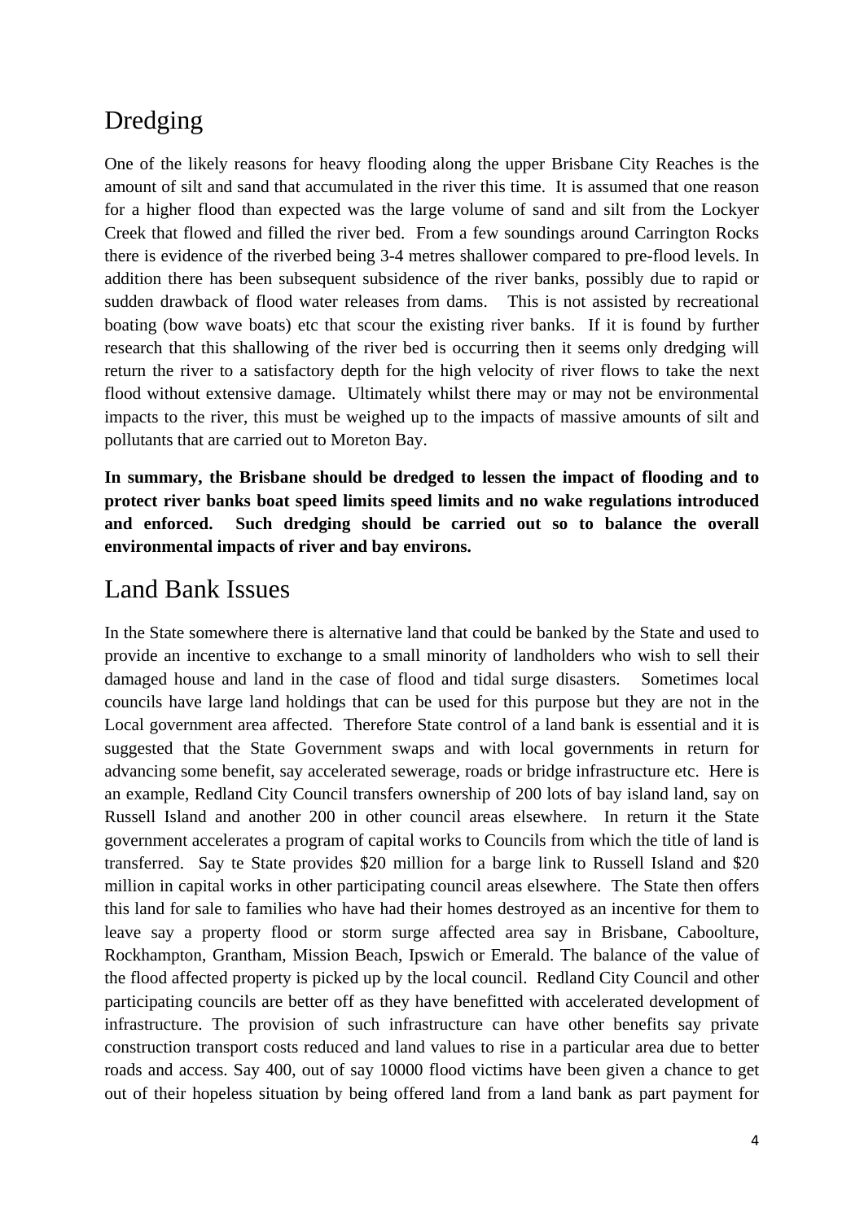# Dredging

One of the likely reasons for heavy flooding along the upper Brisbane City Reaches is the amount of silt and sand that accumulated in the river this time. It is assumed that one reason for a higher flood than expected was the large volume of sand and silt from the Lockyer Creek that flowed and filled the river bed. From a few soundings around Carrington Rocks there is evidence of the riverbed being 3-4 metres shallower compared to pre-flood levels. In addition there has been subsequent subsidence of the river banks, possibly due to rapid or sudden drawback of flood water releases from dams. This is not assisted by recreational boating (bow wave boats) etc that scour the existing river banks. If it is found by further research that this shallowing of the river bed is occurring then it seems only dredging will return the river to a satisfactory depth for the high velocity of river flows to take the next flood without extensive damage. Ultimately whilst there may or may not be environmental impacts to the river, this must be weighed up to the impacts of massive amounts of silt and pollutants that are carried out to Moreton Bay.

**In summary, the Brisbane should be dredged to lessen the impact of flooding and to protect river banks boat speed limits speed limits and no wake regulations introduced and enforced. Such dredging should be carried out so to balance the overall environmental impacts of river and bay environs.**

# Land Bank Issues

In the State somewhere there is alternative land that could be banked by the State and used to provide an incentive to exchange to a small minority of landholders who wish to sell their damaged house and land in the case of flood and tidal surge disasters. Sometimes local councils have large land holdings that can be used for this purpose but they are not in the Local government area affected. Therefore State control of a land bank is essential and it is suggested that the State Government swaps and with local governments in return for advancing some benefit, say accelerated sewerage, roads or bridge infrastructure etc. Here is an example, Redland City Council transfers ownership of 200 lots of bay island land, say on Russell Island and another 200 in other council areas elsewhere. In return it the State government accelerates a program of capital works to Councils from which the title of land is transferred. Say te State provides $20 million for a barge link to Russell Island and $20 million in capital works in other participating council areas elsewhere. The State then offers this land for sale to families who have had their homes destroyed as an incentive for them to leave say a property flood or storm surge affected area say in Brisbane, Caboolture, Rockhampton, Grantham, Mission Beach, Ipswich or Emerald. The balance of the value of the flood affected property is picked up by the local council. Redland City Council and other participating councils are better off as they have benefitted with accelerated development of infrastructure. The provision of such infrastructure can have other benefits say private construction transport costs reduced and land values to rise in a particular area due to better roads and access. Say 400, out of say 10000 flood victims have been given a chance to get out of their hopeless situation by being offered land from a land bank as part payment for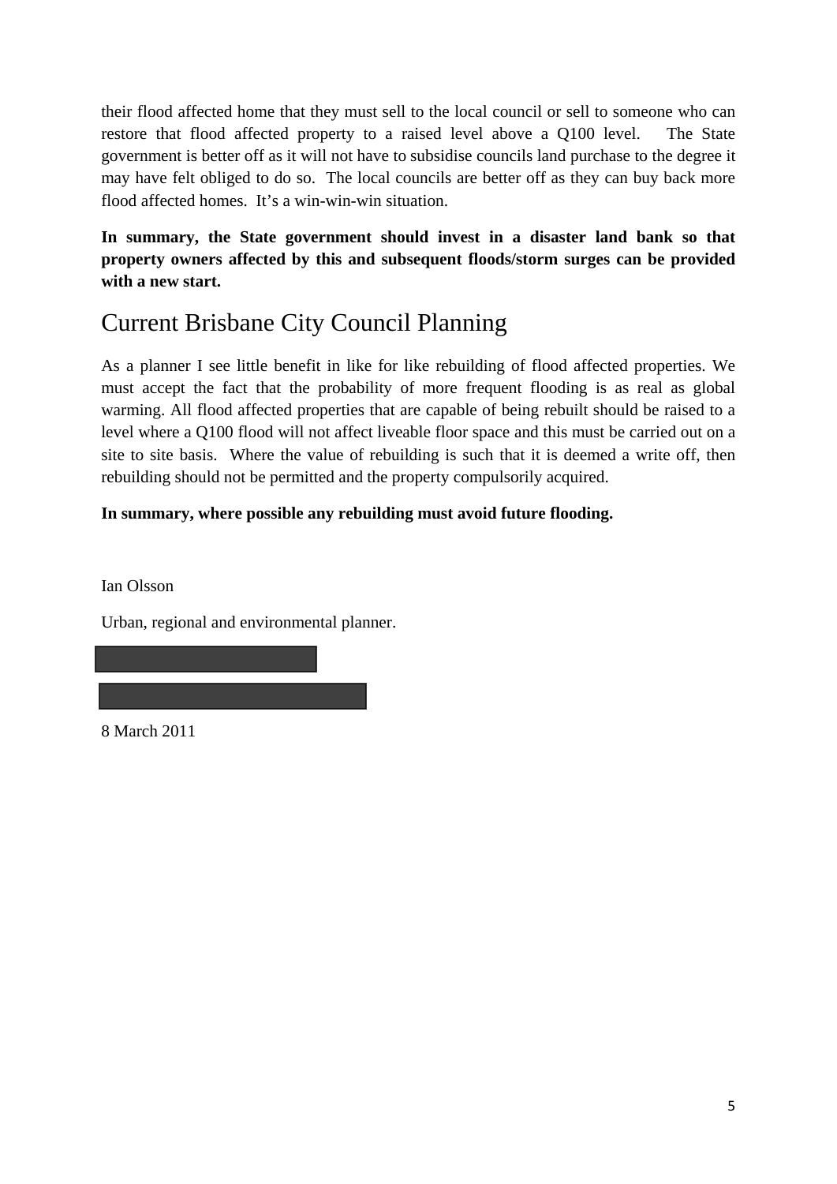their flood affected home that they must sell to the local council or sell to someone who can restore that flood affected property to a raised level above a Q100 level. The State government is better off as it will not have to subsidise councils land purchase to the degree it may have felt obliged to do so. The local councils are better off as they can buy back more flood affected homes. It's a win-win-win situation.

**In summary, the State government should invest in a disaster land bank so that property owners affected by this and subsequent floods/storm surges can be provided with a new start.**

# Current Brisbane City Council Planning

As a planner I see little benefit in like for like rebuilding of flood affected properties. We must accept the fact that the probability of more frequent flooding is as real as global warming. All flood affected properties that are capable of being rebuilt should be raised to a level where a Q100 flood will not affect liveable floor space and this must be carried out on a site to site basis. Where the value of rebuilding is such that it is deemed a write off, then rebuilding should not be permitted and the property compulsorily acquired.

**In summary, where possible any rebuilding must avoid future flooding.**

Ian Olsson

Urban, regional and environmental planner.

8 March 2011